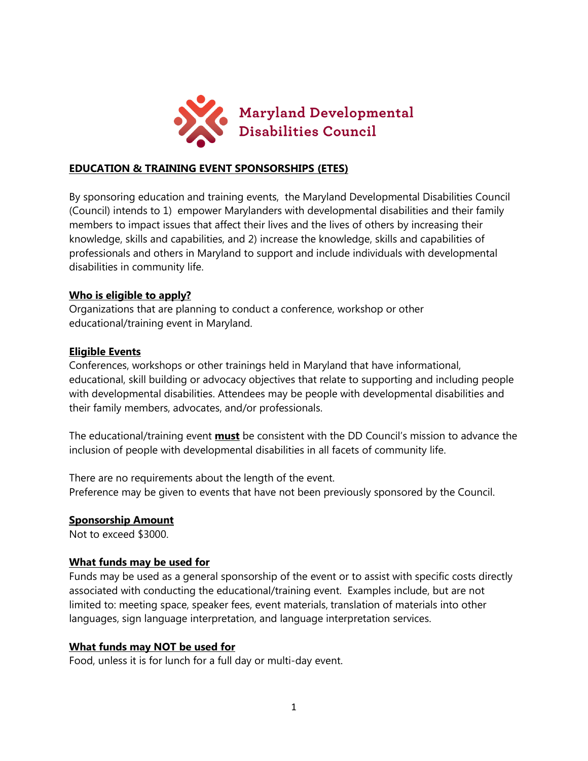Maryland Developmental Disabilities Council

# EDUCATION & TRAINING EVENT SPONSORSHIPS (ETES)

By sponsoring education and training events, the Maryland Developmental Disabilities Council (Council) intends to 1) empower Marylanders with developmental disabilities and their family members to impact issues that affect their lives and the lives of others by increasing their knowledge, skills and capabilities, and 2) increase the knowledge, skills and capabilities of professionals and others in Maryland to support and include individuals with developmental disabilities in community life.

## Who is eligible to apply?

Organizations that are planning to conduct a conference, workshop or other educational/training event in Maryland.

## Eligible Events

Conferences, workshops or other trainings held in Maryland that have informational, educational, skill building or advocacy objectives that relate to supporting and including people with developmental disabilities. Attendees may be people with developmental disabilities and their family members, advocates, and/or professionals.

The educational/training event **must** be consistent with the DD Council's mission to advance the inclusion of people with developmental disabilities in all facets of community life.

There are no requirements about the length of the event.
Preference may be given to events that have not been previously sponsored by the Council.

## Sponsorship Amount

Not to exceed $3000.

## What funds may be used for

Funds may be used as a general sponsorship of the event or to assist with specific costs directly associated with conducting the educational/training event. Examples include, but are not limited to: meeting space, speaker fees, event materials, translation of materials into other languages, sign language interpretation, and language interpretation services.

## What funds may NOT be used for

Food, unless it is for lunch for a full day or multi-day event.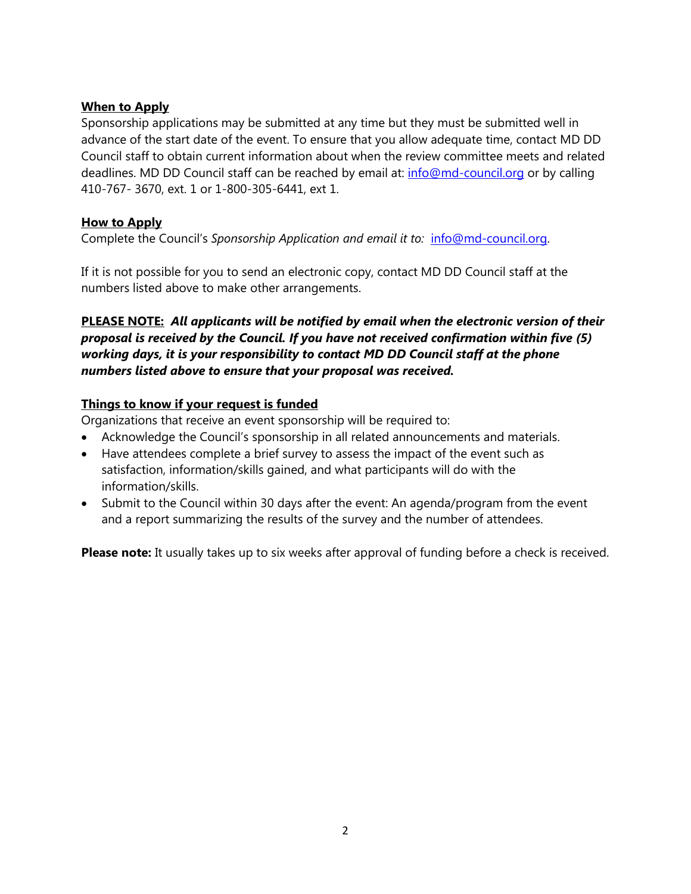**When to Apply**

Sponsorship applications may be submitted at any time but they must be submitted well in advance of the start date of the event. To ensure that you allow adequate time, contact MD DD Council staff to obtain current information about when the review committee meets and related deadlines. MD DD Council staff can be reached by email at: info@md-council.org or by calling 410-767- 3670, ext. 1 or 1-800-305-6441, ext 1.

**How to Apply**

Complete the Council's *Sponsorship Application and email it to:* info@md-council.org.

If it is not possible for you to send an electronic copy, contact MD DD Council staff at the numbers listed above to make other arrangements.

**PLEASE NOTE:** ***All applicants will be notified by email when the electronic version of their proposal is received by the Council. If you have not received confirmation within five (5) working days, it is your responsibility to contact MD DD Council staff at the phone numbers listed above to ensure that your proposal was received.***

**Things to know if your request is funded**

Organizations that receive an event sponsorship will be required to:

- Acknowledge the Council's sponsorship in all related announcements and materials.
- Have attendees complete a brief survey to assess the impact of the event such as satisfaction, information/skills gained, and what participants will do with the information/skills.
- Submit to the Council within 30 days after the event: An agenda/program from the event and a report summarizing the results of the survey and the number of attendees.

**Please note:** It usually takes up to six weeks after approval of funding before a check is received.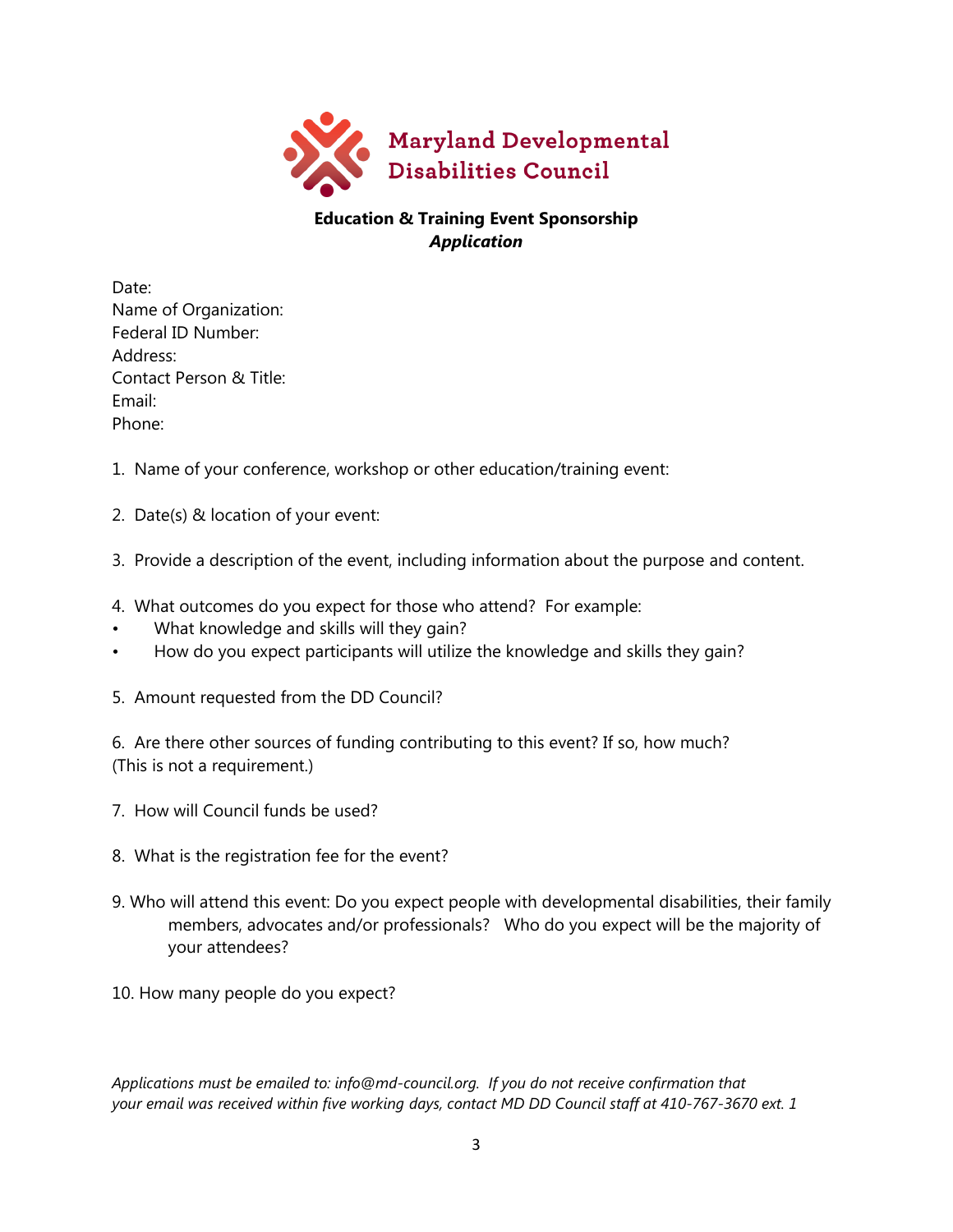# Maryland Developmental Disabilities Council

**Education & Training Event Sponsorship**
***Application***

Date:
Name of Organization:
Federal ID Number:
Address:
Contact Person & Title:
Email:
Phone:

1. Name of your conference, workshop or other education/training event:

2. Date(s) & location of your event:

3. Provide a description of the event, including information about the purpose and content.

4. What outcomes do you expect for those who attend? For example:
   - What knowledge and skills will they gain?
   - How do you expect participants will utilize the knowledge and skills they gain?

5. Amount requested from the DD Council?

6. Are there other sources of funding contributing to this event? If so, how much? (This is not a requirement.)

7. How will Council funds be used?

8. What is the registration fee for the event?

9. Who will attend this event: Do you expect people with developmental disabilities, their family members, advocates and/or professionals? Who do you expect will be the majority of your attendees?

10. How many people do you expect?

*Applications must be emailed to: info@md-council.org. If you do not receive confirmation that your email was received within five working days, contact MD DD Council staff at 410-767-3670 ext. 1*